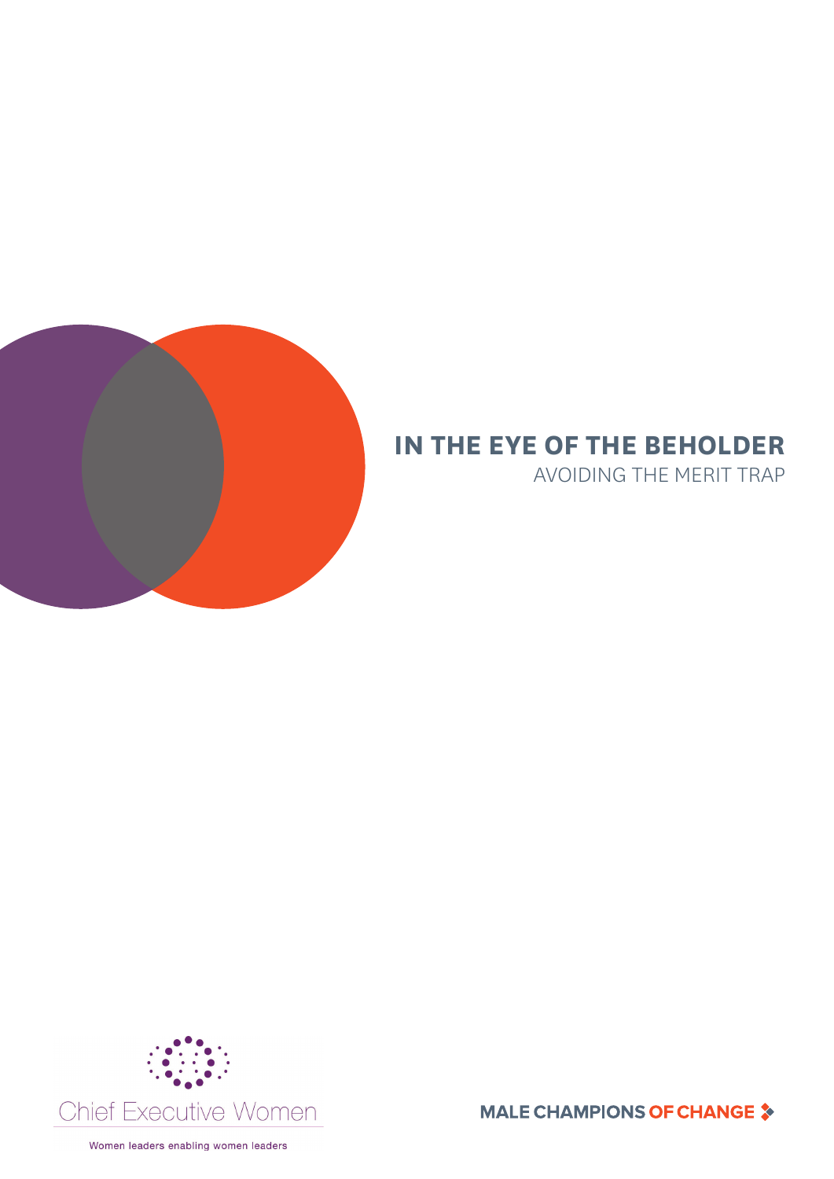# IN THE EYE OF THE BEHOLDER

## AVOIDING THE MERIT TRAP

Chief Executive Women

Women leaders enabling women leaders

MALE CHAMPIONS OF CHANGE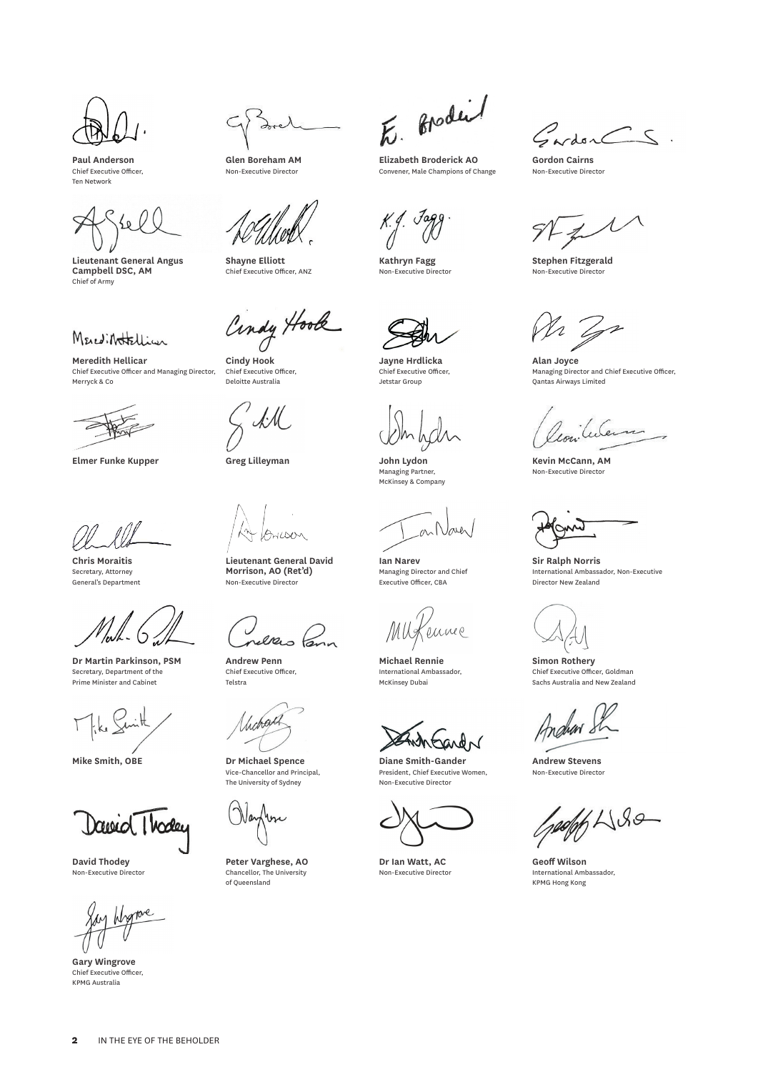**Paul Anderson**
Chief Executive Officer, Ten Network

**Glen Boreham AM**
Non-Executive Director

**Elizabeth Broderick AO**
Convener, Male Champions of Change

**Gordon Cairns**
Non-Executive Director

**Lieutenant General Angus Campbell DSC, AM**
Chief of Army

**Shayne Elliott**
Chief Executive Officer, ANZ

**Kathryn Fagg**
Non-Executive Director

**Stephen Fitzgerald**
Non-Executive Director

**Meredith Hellicar**
Chief Executive Officer and Managing Director, Merryck & Co

**Cindy Hook**
Chief Executive Officer, Deloitte Australia

**Jayne Hrdlicka**
Chief Executive Officer, Jetstar Group

**Alan Joyce**
Managing Director and Chief Executive Officer, Qantas Airways Limited

**Elmer Funke Kupper**

**Greg Lilleyman**

**John Lydon**
Managing Partner, McKinsey & Company

**Kevin McCann, AM**
Non-Executive Director

**Chris Moraitis**
Secretary, Attorney General's Department

**Lieutenant General David Morrison, AO (Ret'd)**
Non-Executive Director

**Ian Narev**
Managing Director and Chief Executive Officer, CBA

**Sir Ralph Norris**
International Ambassador, Non-Executive Director New Zealand

**Dr Martin Parkinson, PSM**
Secretary, Department of the Prime Minister and Cabinet

**Andrew Penn**
Chief Executive Officer, Telstra

**Michael Rennie**
International Ambassador, McKinsey Dubai

**Simon Rothery**
Chief Executive Officer, Goldman Sachs Australia and New Zealand

**Mike Smith, OBE**

**Dr Michael Spence**
Vice-Chancellor and Principal, The University of Sydney

**Diane Smith-Gander**
President, Chief Executive Women, Non-Executive Director

**Andrew Stevens**
Non-Executive Director

**David Thodey**
Non-Executive Director

**Peter Varghese, AO**
Chancellor, The University of Queensland

**Dr Ian Watt, AC**
Non-Executive Director

**Geoff Wilson**
International Ambassador, KPMG Hong Kong

**Gary Wingrove**
Chief Executive Officer, KPMG Australia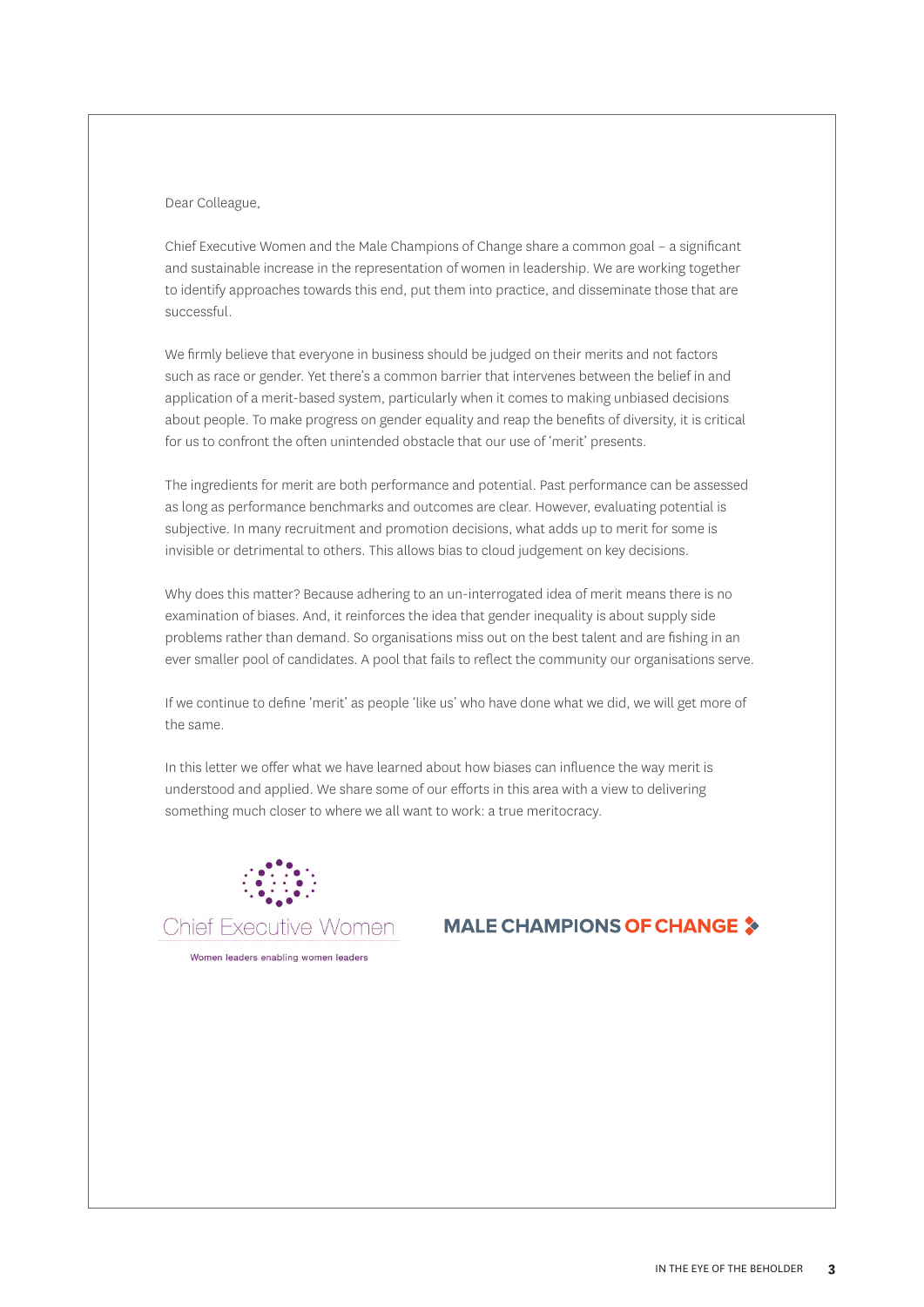Dear Colleague,

Chief Executive Women and the Male Champions of Change share a common goal – a significant and sustainable increase in the representation of women in leadership. We are working together to identify approaches towards this end, put them into practice, and disseminate those that are successful.

We firmly believe that everyone in business should be judged on their merits and not factors such as race or gender. Yet there's a common barrier that intervenes between the belief in and application of a merit-based system, particularly when it comes to making unbiased decisions about people. To make progress on gender equality and reap the benefits of diversity, it is critical for us to confront the often unintended obstacle that our use of 'merit' presents.

The ingredients for merit are both performance and potential. Past performance can be assessed as long as performance benchmarks and outcomes are clear. However, evaluating potential is subjective. In many recruitment and promotion decisions, what adds up to merit for some is invisible or detrimental to others. This allows bias to cloud judgement on key decisions.

Why does this matter? Because adhering to an un-interrogated idea of merit means there is no examination of biases. And, it reinforces the idea that gender inequality is about supply side problems rather than demand. So organisations miss out on the best talent and are fishing in an ever smaller pool of candidates. A pool that fails to reflect the community our organisations serve.

If we continue to define 'merit' as people 'like us' who have done what we did, we will get more of the same.

In this letter we offer what we have learned about how biases can influence the way merit is understood and applied. We share some of our efforts in this area with a view to delivering something much closer to where we all want to work: a true meritocracy.

Chief Executive Women
Women leaders enabling women leaders

MALE CHAMPIONS OF CHANGE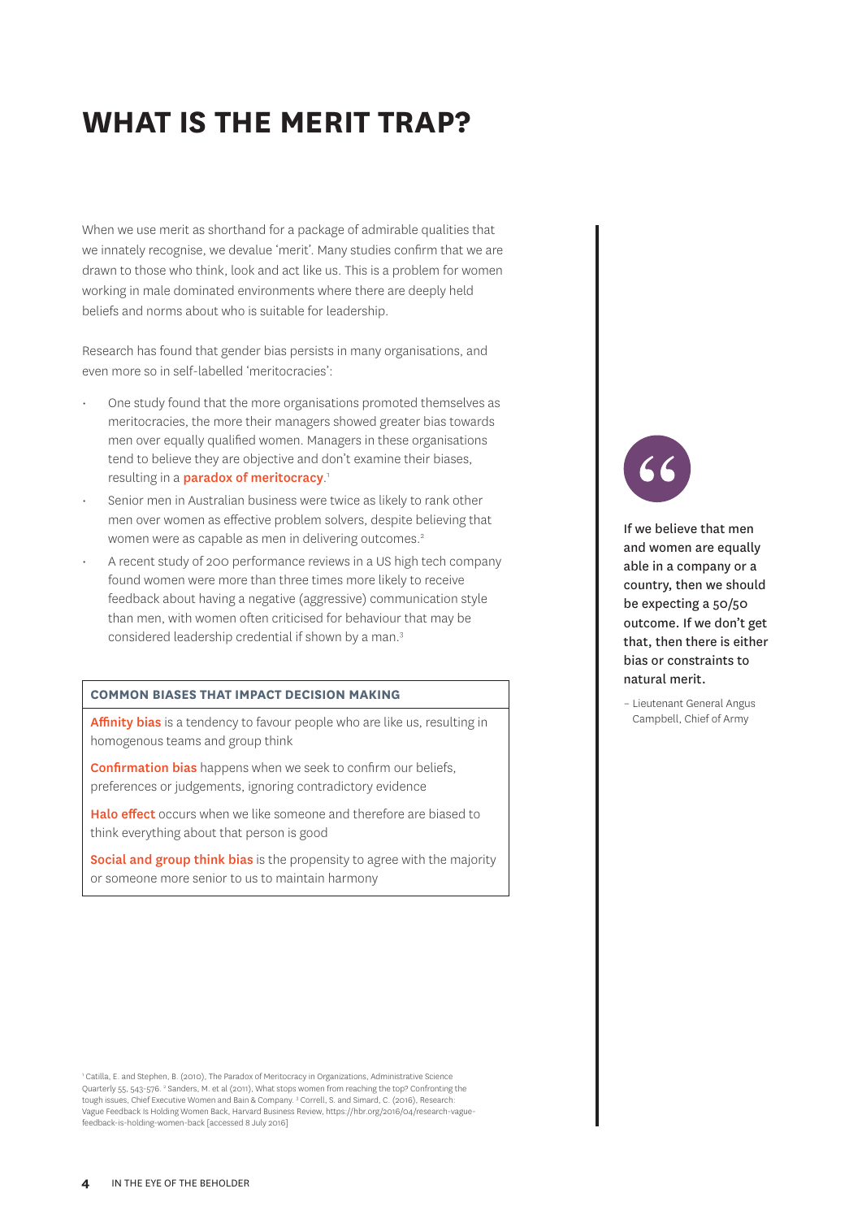# WHAT IS THE MERIT TRAP?

When we use merit as shorthand for a package of admirable qualities that we innately recognise, we devalue 'merit'. Many studies confirm that we are drawn to those who think, look and act like us. This is a problem for women working in male dominated environments where there are deeply held beliefs and norms about who is suitable for leadership.

Research has found that gender bias persists in many organisations, and even more so in self-labelled 'meritocracies':

- One study found that the more organisations promoted themselves as meritocracies, the more their managers showed greater bias towards men over equally qualified women. Managers in these organisations tend to believe they are objective and don't examine their biases, resulting in a **paradox of meritocracy**.[1]
- Senior men in Australian business were twice as likely to rank other men over women as effective problem solvers, despite believing that women were as capable as men in delivering outcomes.[2]
- A recent study of 200 performance reviews in a US high tech company found women were more than three times more likely to receive feedback about having a negative (aggressive) communication style than men, with women often criticised for behaviour that may be considered leadership credential if shown by a man.[3]

**COMMON BIASES THAT IMPACT DECISION MAKING**

**Affinity bias** is a tendency to favour people who are like us, resulting in homogenous teams and group think

**Confirmation bias** happens when we seek to confirm our beliefs, preferences or judgements, ignoring contradictory evidence

**Halo effect** occurs when we like someone and therefore are biased to think everything about that person is good

**Social and group think bias** is the propensity to agree with the majority or someone more senior to us to maintain harmony

> If we believe that men and women are equally able in a company or a country, then we should be expecting a 50/50 outcome. If we don't get that, then there is either bias or constraints to natural merit.
>
> – Lieutenant General Angus Campbell, Chief of Army

[1] Catilla, E. and Stephen, B. (2010), The Paradox of Meritocracy in Organizations, Administrative Science Quarterly 55, 543-576. [2] Sanders, M. et al (2011), What stops women from reaching the top? Confronting the tough issues, Chief Executive Women and Bain & Company. [3] Correll, S. and Simard, C. (2016), Research: Vague Feedback Is Holding Women Back, Harvard Business Review, https://hbr.org/2016/04/research-vague-feedback-is-holding-women-back [accessed 8 July 2016]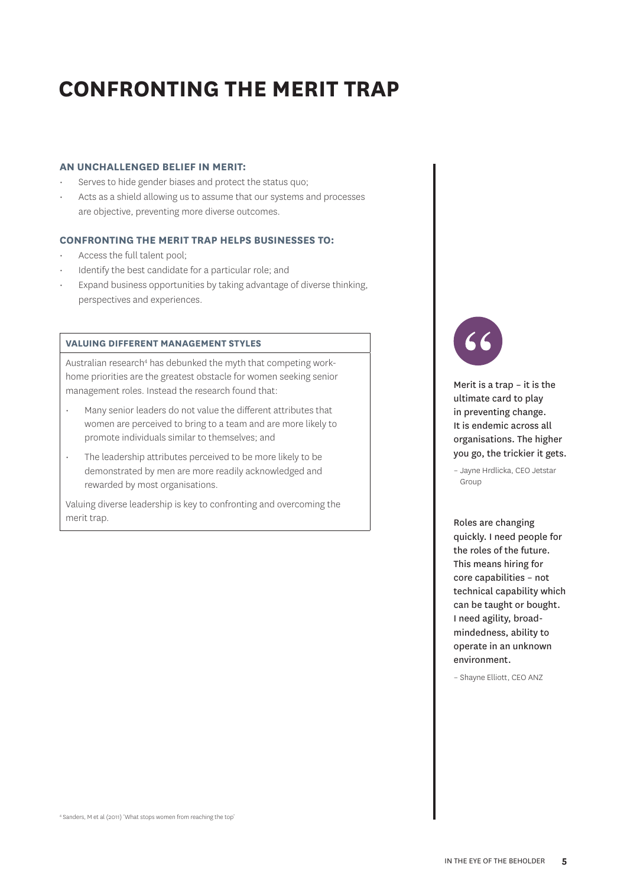# CONFRONTING THE MERIT TRAP

**AN UNCHALLENGED BELIEF IN MERIT:**

- Serves to hide gender biases and protect the status quo;
- Acts as a shield allowing us to assume that our systems and processes are objective, preventing more diverse outcomes.

**CONFRONTING THE MERIT TRAP HELPS BUSINESSES TO:**

- Access the full talent pool;
- Identify the best candidate for a particular role; and
- Expand business opportunities by taking advantage of diverse thinking, perspectives and experiences.

**VALUING DIFFERENT MANAGEMENT STYLES**

Australian research[4] has debunked the myth that competing work-home priorities are the greatest obstacle for women seeking senior management roles. Instead the research found that:

- Many senior leaders do not value the different attributes that women are perceived to bring to a team and are more likely to promote individuals similar to themselves; and
- The leadership attributes perceived to be more likely to be demonstrated by men are more readily acknowledged and rewarded by most organisations.

Valuing diverse leadership is key to confronting and overcoming the merit trap.

> Merit is a trap – it is the ultimate card to play in preventing change. It is endemic across all organisations. The higher you go, the trickier it gets.
>
> – Jayne Hrdlicka, CEO Jetstar Group

> Roles are changing quickly. I need people for the roles of the future. This means hiring for core capabilities – not technical capability which can be taught or bought. I need agility, broad-mindedness, ability to operate in an unknown environment.
>
> – Shayne Elliott, CEO ANZ

[4] Sanders, M et al (2011) 'What stops women from reaching the top'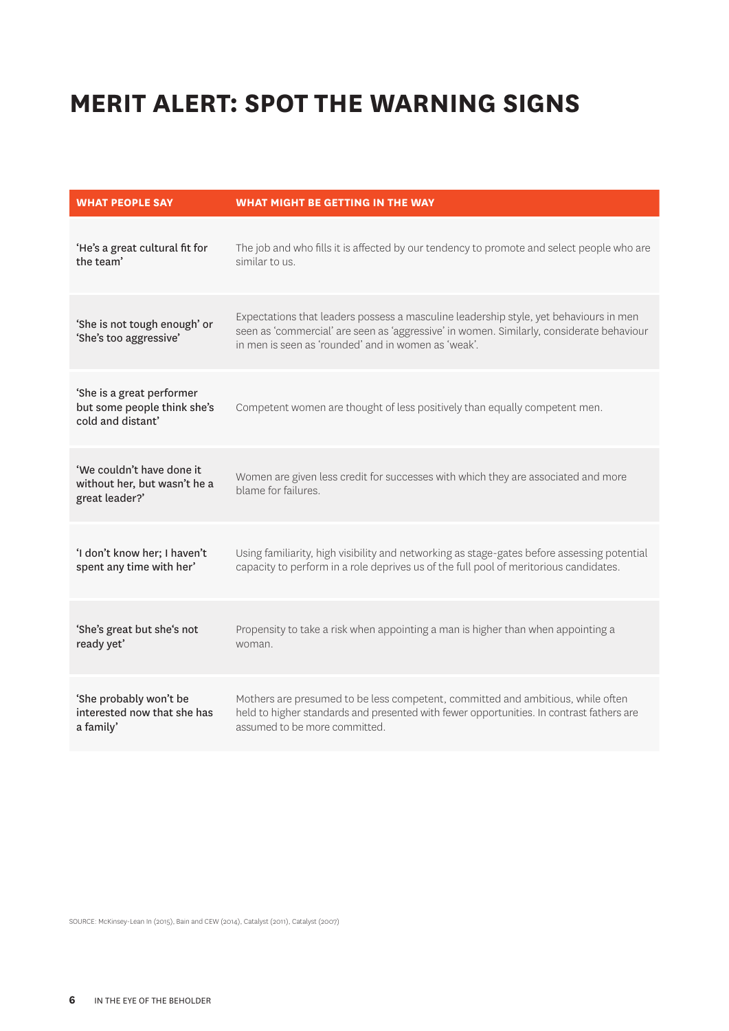# MERIT ALERT: SPOT THE WARNING SIGNS

| WHAT PEOPLE SAY | WHAT MIGHT BE GETTING IN THE WAY |
|---|---|
| 'He's a great cultural fit for the team' | The job and who fills it is affected by our tendency to promote and select people who are similar to us. |
| 'She is not tough enough' or 'She's too aggressive' | Expectations that leaders possess a masculine leadership style, yet behaviours in men seen as 'commercial' are seen as 'aggressive' in women. Similarly, considerate behaviour in men is seen as 'rounded' and in women as 'weak'. |
| 'She is a great performer but some people think she's cold and distant' | Competent women are thought of less positively than equally competent men. |
| 'We couldn't have done it without her, but wasn't he a great leader?' | Women are given less credit for successes with which they are associated and more blame for failures. |
| 'I don't know her; I haven't spent any time with her' | Using familiarity, high visibility and networking as stage-gates before assessing potential capacity to perform in a role deprives us of the full pool of meritorious candidates. |
| 'She's great but she's not ready yet' | Propensity to take a risk when appointing a man is higher than when appointing a woman. |
| 'She probably won't be interested now that she has a family' | Mothers are presumed to be less competent, committed and ambitious, while often held to higher standards and presented with fewer opportunities. In contrast fathers are assumed to be more committed. |

SOURCE: McKinsey-Lean In (2015), Bain and CEW (2014), Catalyst (2011), Catalyst (2007)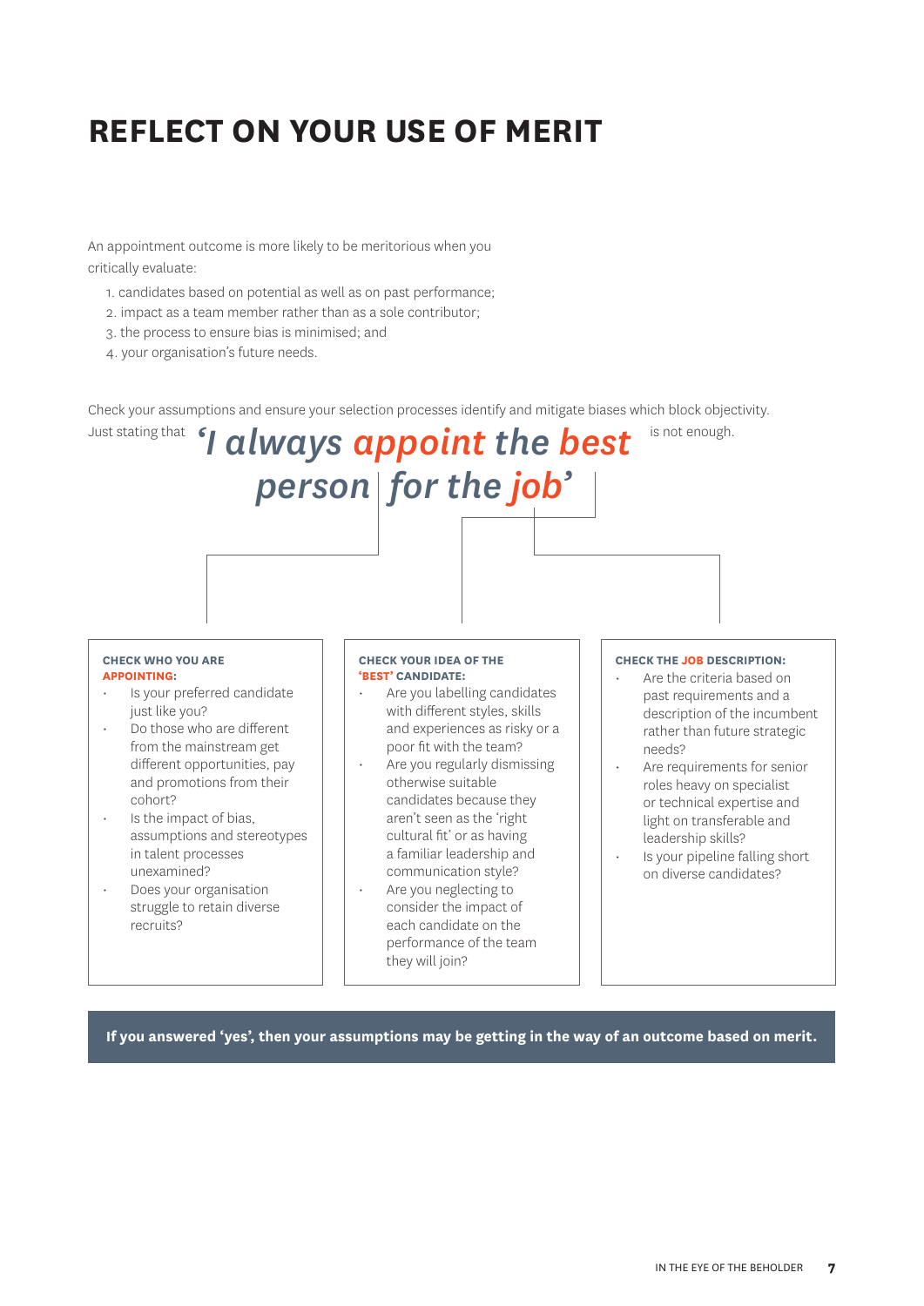# REFLECT ON YOUR USE OF MERIT

An appointment outcome is more likely to be meritorious when you critically evaluate:

1. candidates based on potential as well as on past performance;
2. impact as a team member rather than as a sole contributor;
3. the process to ensure bias is minimised; and
4. your organisation's future needs.

Check your assumptions and ensure your selection processes identify and mitigate biases which block objectivity.

Just stating that ***'I always appoint the best person for the job'*** is not enough.

**CHECK WHO YOU ARE APPOINTING:**

- Is your preferred candidate just like you?
- Do those who are different from the mainstream get different opportunities, pay and promotions from their cohort?
- Is the impact of bias, assumptions and stereotypes in talent processes unexamined?
- Does your organisation struggle to retain diverse recruits?

**CHECK YOUR IDEA OF THE 'BEST' CANDIDATE:**

- Are you labelling candidates with different styles, skills and experiences as risky or a poor fit with the team?
- Are you regularly dismissing otherwise suitable candidates because they aren't seen as the 'right cultural fit' or as having a familiar leadership and communication style?
- Are you neglecting to consider the impact of each candidate on the performance of the team they will join?

**CHECK THE JOB DESCRIPTION:**

- Are the criteria based on past requirements and a description of the incumbent rather than future strategic needs?
- Are requirements for senior roles heavy on specialist or technical expertise and light on transferable and leadership skills?
- Is your pipeline falling short on diverse candidates?

**If you answered 'yes', then your assumptions may be getting in the way of an outcome based on merit.**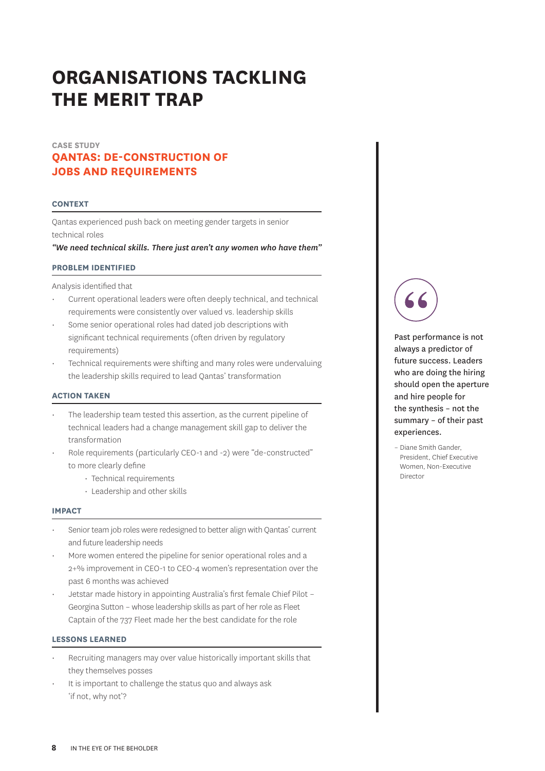# ORGANISATIONS TACKLING THE MERIT TRAP

CASE STUDY

## QANTAS: DE-CONSTRUCTION OF JOBS AND REQUIREMENTS

### CONTEXT

Qantas experienced push back on meeting gender targets in senior technical roles

***"We need technical skills. There just aren't any women who have them"***

### PROBLEM IDENTIFIED

Analysis identified that

- Current operational leaders were often deeply technical, and technical requirements were consistently over valued vs. leadership skills
- Some senior operational roles had dated job descriptions with significant technical requirements (often driven by regulatory requirements)
- Technical requirements were shifting and many roles were undervaluing the leadership skills required to lead Qantas' transformation

### ACTION TAKEN

- The leadership team tested this assertion, as the current pipeline of technical leaders had a change management skill gap to deliver the transformation
- Role requirements (particularly CEO-1 and -2) were "de-constructed" to more clearly define
    - Technical requirements
    - Leadership and other skills

### IMPACT

- Senior team job roles were redesigned to better align with Qantas' current and future leadership needs
- More women entered the pipeline for senior operational roles and a 2+% improvement in CEO-1 to CEO-4 women's representation over the past 6 months was achieved
- Jetstar made history in appointing Australia's first female Chief Pilot – Georgina Sutton – whose leadership skills as part of her role as Fleet Captain of the 737 Fleet made her the best candidate for the role

### LESSONS LEARNED

- Recruiting managers may over value historically important skills that they themselves posses
- It is important to challenge the status quo and always ask 'if not, why not'?

> Past performance is not always a predictor of future success. Leaders who are doing the hiring should open the aperture and hire people for the synthesis – not the summary – of their past experiences.
>
> – Diane Smith Gander, President, Chief Executive Women, Non-Executive Director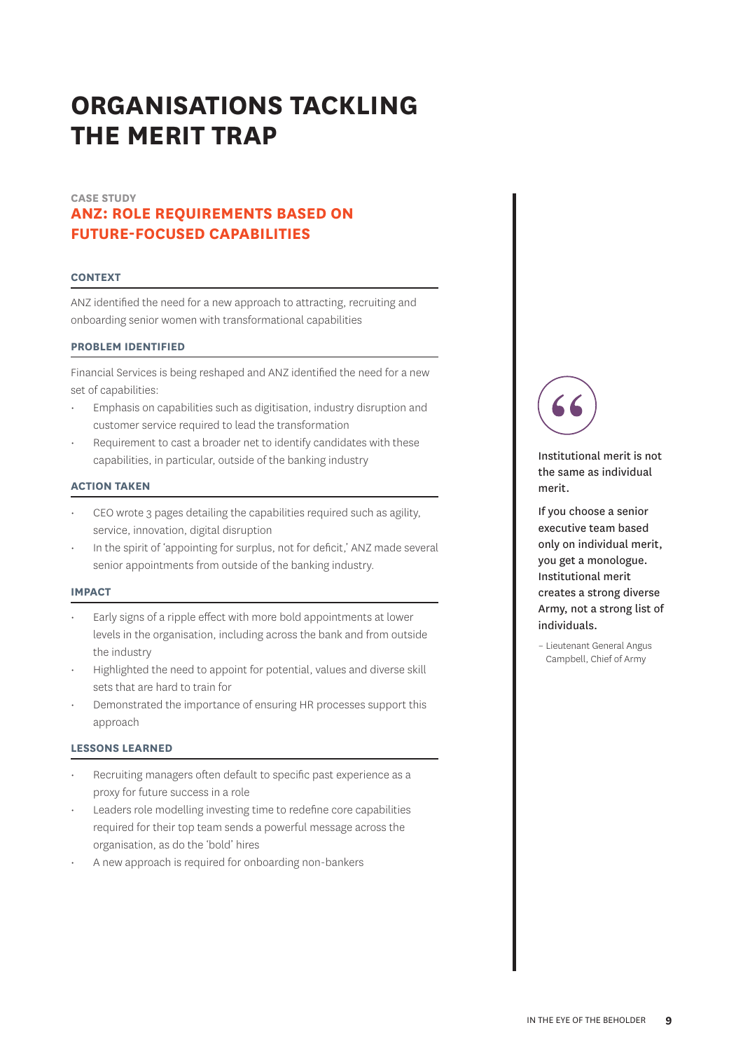# ORGANISATIONS TACKLING THE MERIT TRAP

CASE STUDY

## ANZ: ROLE REQUIREMENTS BASED ON FUTURE-FOCUSED CAPABILITIES

### CONTEXT

ANZ identified the need for a new approach to attracting, recruiting and onboarding senior women with transformational capabilities

### PROBLEM IDENTIFIED

Financial Services is being reshaped and ANZ identified the need for a new set of capabilities:

- Emphasis on capabilities such as digitisation, industry disruption and customer service required to lead the transformation
- Requirement to cast a broader net to identify candidates with these capabilities, in particular, outside of the banking industry

### ACTION TAKEN

- CEO wrote 3 pages detailing the capabilities required such as agility, service, innovation, digital disruption
- In the spirit of 'appointing for surplus, not for deficit,' ANZ made several senior appointments from outside of the banking industry.

### IMPACT

- Early signs of a ripple effect with more bold appointments at lower levels in the organisation, including across the bank and from outside the industry
- Highlighted the need to appoint for potential, values and diverse skill sets that are hard to train for
- Demonstrated the importance of ensuring HR processes support this approach

### LESSONS LEARNED

- Recruiting managers often default to specific past experience as a proxy for future success in a role
- Leaders role modelling investing time to redefine core capabilities required for their top team sends a powerful message across the organisation, as do the 'bold' hires
- A new approach is required for onboarding non-bankers

> Institutional merit is not the same as individual merit.
>
> If you choose a senior executive team based only on individual merit, you get a monologue. Institutional merit creates a strong diverse Army, not a strong list of individuals.
>
> – Lieutenant General Angus Campbell, Chief of Army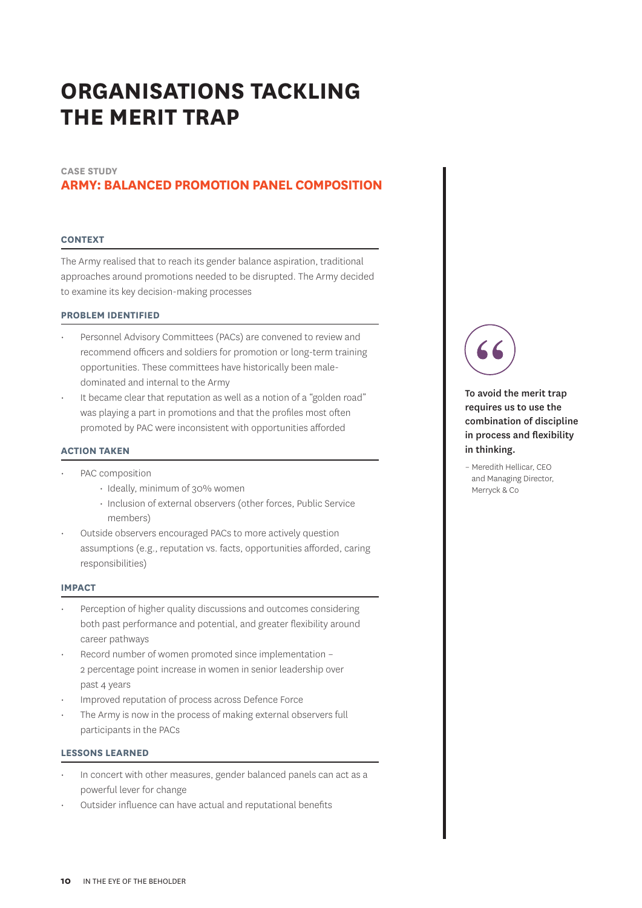# ORGANISATIONS TACKLING THE MERIT TRAP

CASE STUDY

## ARMY: BALANCED PROMOTION PANEL COMPOSITION

### CONTEXT

The Army realised that to reach its gender balance aspiration, traditional approaches around promotions needed to be disrupted. The Army decided to examine its key decision-making processes

### PROBLEM IDENTIFIED

- Personnel Advisory Committees (PACs) are convened to review and recommend officers and soldiers for promotion or long-term training opportunities. These committees have historically been male-dominated and internal to the Army
- It became clear that reputation as well as a notion of a "golden road" was playing a part in promotions and that the profiles most often promoted by PAC were inconsistent with opportunities afforded

### ACTION TAKEN

- PAC composition
    - Ideally, minimum of 30% women
    - Inclusion of external observers (other forces, Public Service members)
- Outside observers encouraged PACs to more actively question assumptions (e.g., reputation vs. facts, opportunities afforded, caring responsibilities)

### IMPACT

- Perception of higher quality discussions and outcomes considering both past performance and potential, and greater flexibility around career pathways
- Record number of women promoted since implementation – 2 percentage point increase in women in senior leadership over past 4 years
- Improved reputation of process across Defence Force
- The Army is now in the process of making external observers full participants in the PACs

### LESSONS LEARNED

- In concert with other measures, gender balanced panels can act as a powerful lever for change
- Outsider influence can have actual and reputational benefits

> **To avoid the merit trap requires us to use the combination of discipline in process and flexibility in thinking.**
>
> – Meredith Hellicar, CEO and Managing Director, Merryck & Co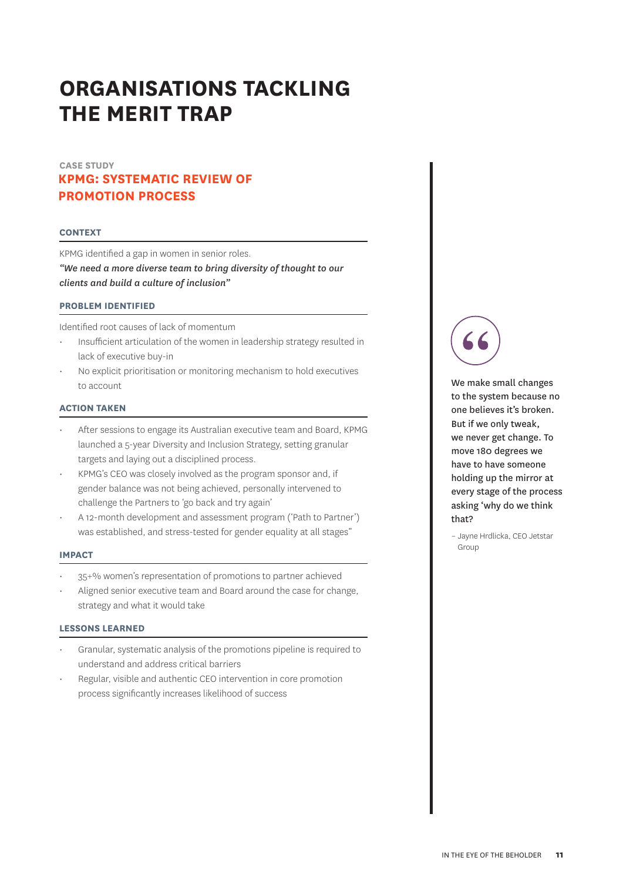# ORGANISATIONS TACKLING THE MERIT TRAP

CASE STUDY

## KPMG: SYSTEMATIC REVIEW OF PROMOTION PROCESS

### CONTEXT

KPMG identified a gap in women in senior roles.

***"We need a more diverse team to bring diversity of thought to our clients and build a culture of inclusion"***

### PROBLEM IDENTIFIED

Identified root causes of lack of momentum

- Insufficient articulation of the women in leadership strategy resulted in lack of executive buy-in
- No explicit prioritisation or monitoring mechanism to hold executives to account

### ACTION TAKEN

- After sessions to engage its Australian executive team and Board, KPMG launched a 5-year Diversity and Inclusion Strategy, setting granular targets and laying out a disciplined process.
- KPMG's CEO was closely involved as the program sponsor and, if gender balance was not being achieved, personally intervened to challenge the Partners to 'go back and try again'
- A 12-month development and assessment program ('Path to Partner') was established, and stress-tested for gender equality at all stages"

### IMPACT

- 35+% women's representation of promotions to partner achieved
- Aligned senior executive team and Board around the case for change, strategy and what it would take

### LESSONS LEARNED

- Granular, systematic analysis of the promotions pipeline is required to understand and address critical barriers
- Regular, visible and authentic CEO intervention in core promotion process significantly increases likelihood of success

> We make small changes to the system because no one believes it's broken. But if we only tweak, we never get change. To move 180 degrees we have to have someone holding up the mirror at every stage of the process asking 'why do we think that?
>
> – Jayne Hrdlicka, CEO Jetstar Group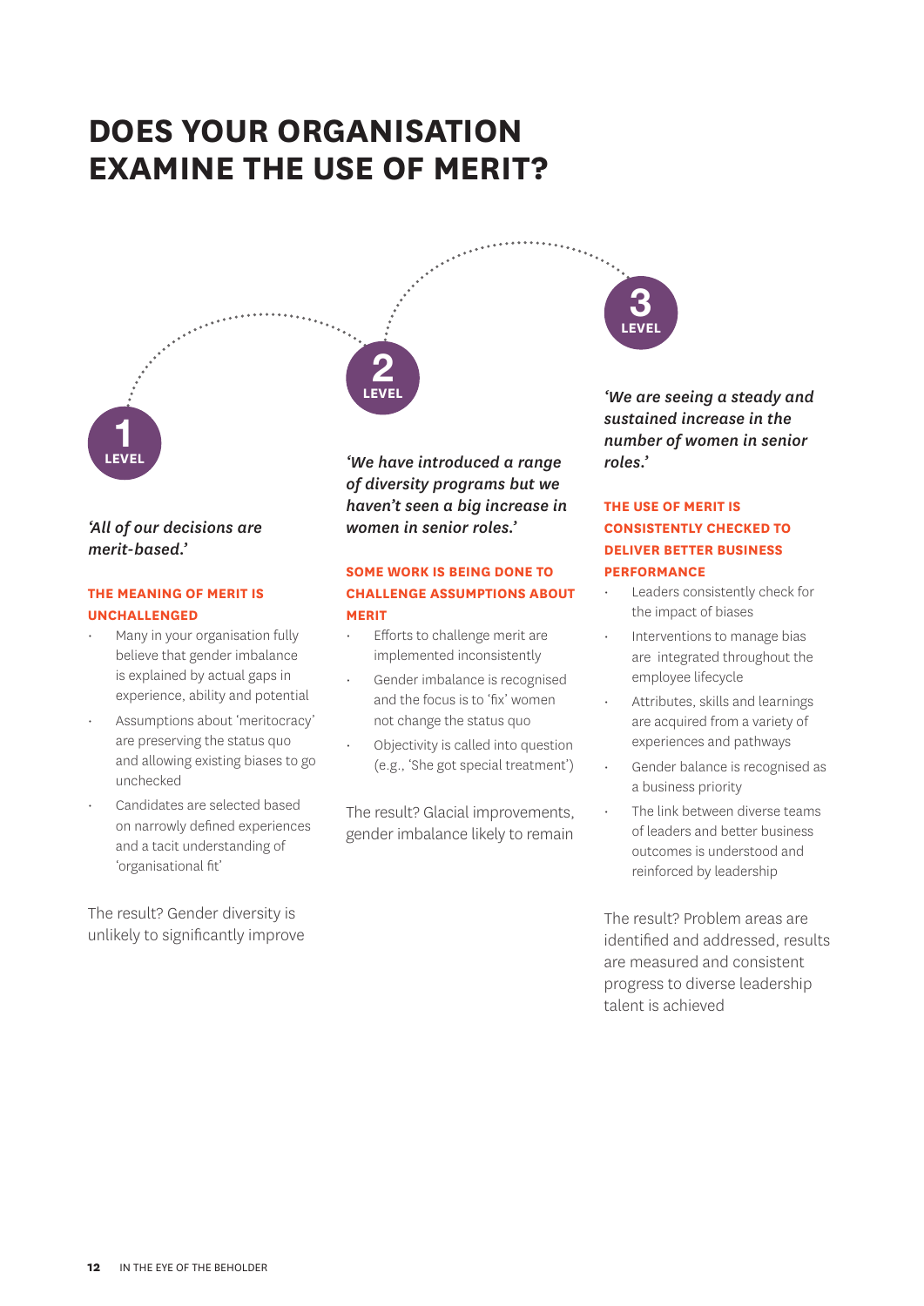# DOES YOUR ORGANISATION EXAMINE THE USE OF MERIT?

## LEVEL 1

*'All of our decisions are merit-based.'*

**THE MEANING OF MERIT IS UNCHALLENGED**

- Many in your organisation fully believe that gender imbalance is explained by actual gaps in experience, ability and potential
- Assumptions about 'meritocracy' are preserving the status quo and allowing existing biases to go unchecked
- Candidates are selected based on narrowly defined experiences and a tacit understanding of 'organisational fit'

The result? Gender diversity is unlikely to significantly improve

## LEVEL 2

*'We have introduced a range of diversity programs but we haven't seen a big increase in women in senior roles.'*

**SOME WORK IS BEING DONE TO CHALLENGE ASSUMPTIONS ABOUT MERIT**

- Efforts to challenge merit are implemented inconsistently
- Gender imbalance is recognised and the focus is to 'fix' women not change the status quo
- Objectivity is called into question (e.g., 'She got special treatment')

The result? Glacial improvements, gender imbalance likely to remain

## LEVEL 3

*'We are seeing a steady and sustained increase in the number of women in senior roles.'*

**THE USE OF MERIT IS CONSISTENTLY CHECKED TO DELIVER BETTER BUSINESS PERFORMANCE**

- Leaders consistently check for the impact of biases
- Interventions to manage bias are integrated throughout the employee lifecycle
- Attributes, skills and learnings are acquired from a variety of experiences and pathways
- Gender balance is recognised as a business priority
- The link between diverse teams of leaders and better business outcomes is understood and reinforced by leadership

The result? Problem areas are identified and addressed, results are measured and consistent progress to diverse leadership talent is achieved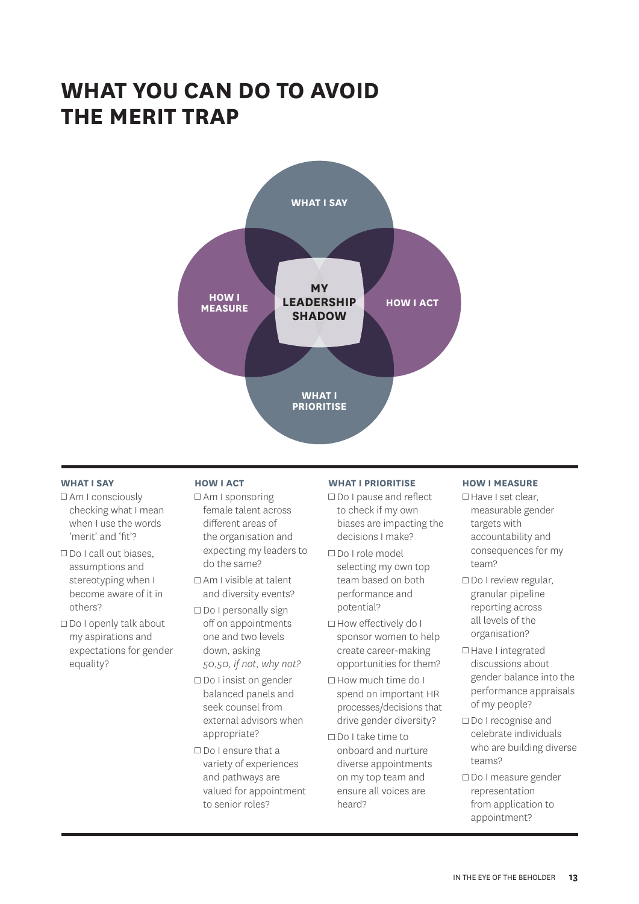# WHAT YOU CAN DO TO AVOID THE MERIT TRAP

WHAT I SAY

HOW I MEASURE

MY LEADERSHIP SHADOW

HOW I ACT

WHAT I PRIORITISE

**WHAT I SAY**

- ☐ Am I consciously checking what I mean when I use the words 'merit' and 'fit'?
- ☐ Do I call out biases, assumptions and stereotyping when I become aware of it in others?
- ☐ Do I openly talk about my aspirations and expectations for gender equality?

**HOW I ACT**

- ☐ Am I sponsoring female talent across different areas of the organisation and expecting my leaders to do the same?
- ☐ Am I visible at talent and diversity events?
- ☐ Do I personally sign off on appointments one and two levels down, asking *50,50, if not, why not?*
- ☐ Do I insist on gender balanced panels and seek counsel from external advisors when appropriate?
- ☐ Do I ensure that a variety of experiences and pathways are valued for appointment to senior roles?

**WHAT I PRIORITISE**

- ☐ Do I pause and reflect to check if my own biases are impacting the decisions I make?
- ☐ Do I role model selecting my own top team based on both performance and potential?
- ☐ How effectively do I sponsor women to help create career-making opportunities for them?
- ☐ How much time do I spend on important HR processes/decisions that drive gender diversity?
- ☐ Do I take time to onboard and nurture diverse appointments on my top team and ensure all voices are heard?

**HOW I MEASURE**

- ☐ Have I set clear, measurable gender targets with accountability and consequences for my team?
- ☐ Do I review regular, granular pipeline reporting across all levels of the organisation?
- ☐ Have I integrated discussions about gender balance into the performance appraisals of my people?
- ☐ Do I recognise and celebrate individuals who are building diverse teams?
- ☐ Do I measure gender representation from application to appointment?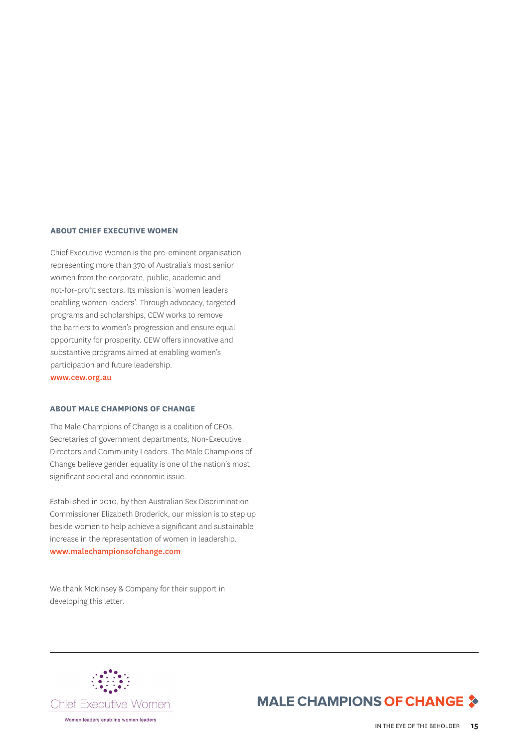## ABOUT CHIEF EXECUTIVE WOMEN

Chief Executive Women is the pre-eminent organisation representing more than 370 of Australia's most senior women from the corporate, public, academic and not-for-profit sectors. Its mission is 'women leaders enabling women leaders'. Through advocacy, targeted programs and scholarships, CEW works to remove the barriers to women's progression and ensure equal opportunity for prosperity. CEW offers innovative and substantive programs aimed at enabling women's participation and future leadership.
www.cew.org.au

## ABOUT MALE CHAMPIONS OF CHANGE

The Male Champions of Change is a coalition of CEOs, Secretaries of government departments, Non-Executive Directors and Community Leaders. The Male Champions of Change believe gender equality is one of the nation's most significant societal and economic issue.

Established in 2010, by then Australian Sex Discrimination Commissioner Elizabeth Broderick, our mission is to step up beside women to help achieve a significant and sustainable increase in the representation of women in leadership.
www.malechampionsofchange.com

We thank McKinsey & Company for their support in developing this letter.

Chief Executive Women

Women leaders enabling women leaders

MALE CHAMPIONS OF CHANGE